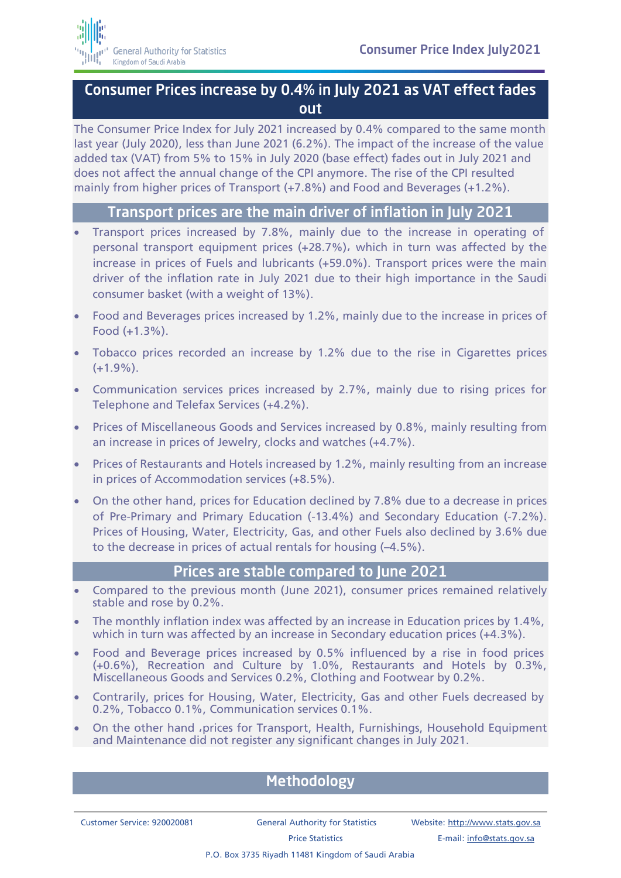# Consumer Prices increase by 0.4% in July 2021 as VAT effect fades out

The Consumer Price Index for July 2021 increased by 0.4% compared to the same month last year (July 2020), less than June 2021 (6.2%). The impact of the increase of the value added tax (VAT) from 5% to 15% in July 2020 (base effect) fades out in July 2021 and does not affect the annual change of the CPI anymore. The rise of the CPI resulted mainly from higher prices of Transport (+7.8%) and Food and Beverages (+1.2%).

## Transport prices are the main driver of inflation in July 2021

- Transport prices increased by 7.8%, mainly due to the increase in operating of personal transport equipment prices (+28.7%), which in turn was affected by the increase in prices of Fuels and lubricants (+59.0%). Transport prices were the main driver of the inflation rate in July 2021 due to their high importance in the Saudi consumer basket (with a weight of 13%).
- Food and Beverages prices increased by 1.2%, mainly due to the increase in prices of Food (+1.3%).
- Tobacco prices recorded an increase by 1.2% due to the rise in Cigarettes prices (+1.9%).
- Communication services prices increased by 2.7%, mainly due to rising prices for Telephone and Telefax Services (+4.2%).
- Prices of Miscellaneous Goods and Services increased by 0.8%, mainly resulting from an increase in prices of Jewelry, clocks and watches (+4.7%).
- Prices of Restaurants and Hotels increased by 1.2%, mainly resulting from an increase in prices of Accommodation services (+8.5%).
- On the other hand, prices for Education declined by 7.8% due to a decrease in prices of Pre-Primary and Primary Education (-13.4%) and Secondary Education (-7.2%). Prices of Housing, Water, Electricity, Gas, and other Fuels also declined by 3.6% due to the decrease in prices of actual rentals for housing (–4.5%).

## Prices are stable compared to June 2021

- Compared to the previous month (June 2021), consumer prices remained relatively stable and rose by 0.2%.
- The monthly inflation index was affected by an increase in Education prices by 1.4%, which in turn was affected by an increase in Secondary education prices (+4.3%).
- Food and Beverage prices increased by 0.5% influenced by a rise in food prices (+0.6%), Recreation and Culture by 1.0%, Restaurants and Hotels by 0.3%, Miscellaneous Goods and Services 0.2%, Clothing and Footwear by 0.2%.
- Contrarily, prices for Housing, Water, Electricity, Gas and other Fuels decreased by 0.2%, Tobacco 0.1%, Communication services 0.1%.
- On the other hand ,prices for Transport, Health, Furnishings, Household Equipment and Maintenance did not register any significant changes in July 2021.

## Methodology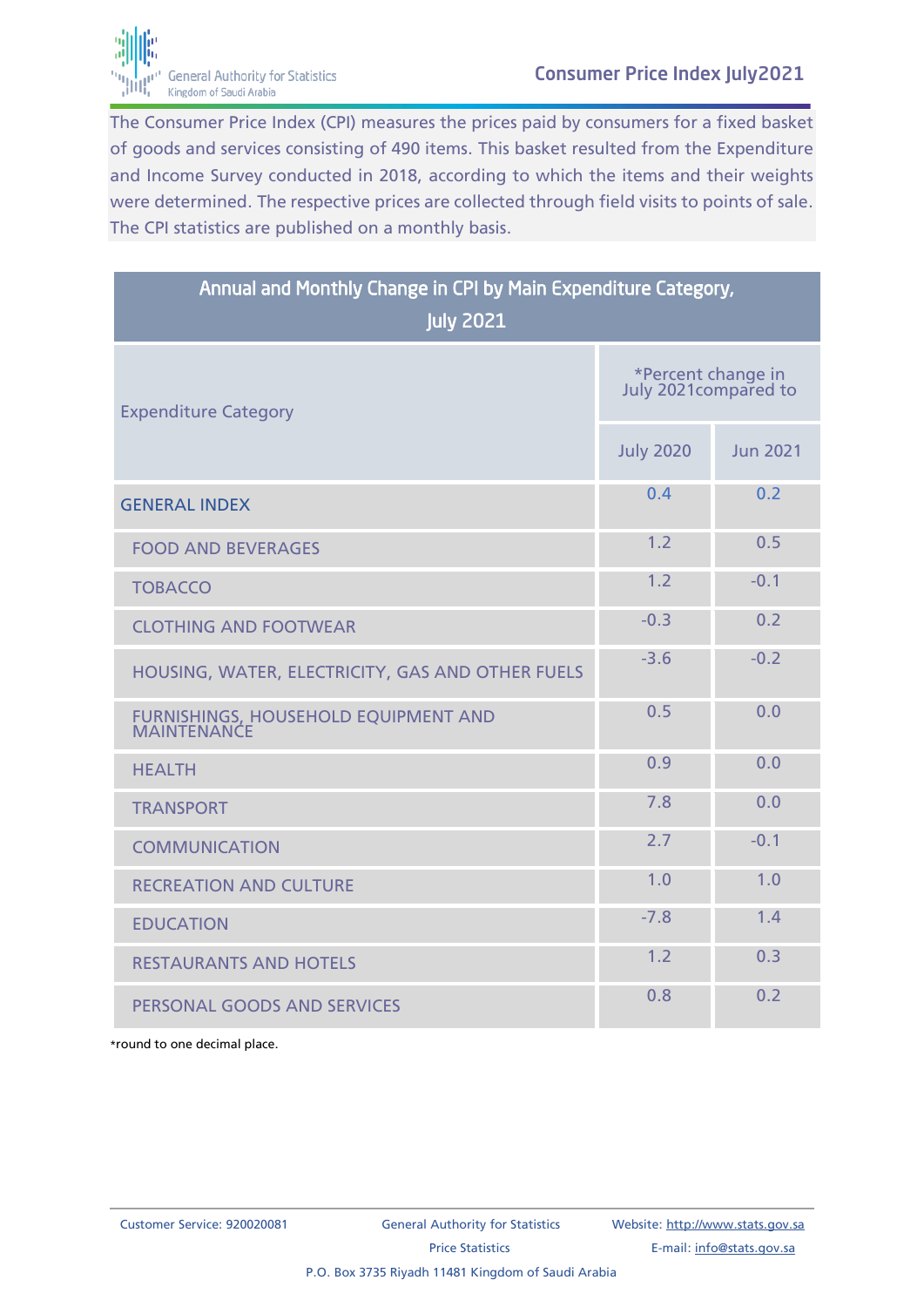The Consumer Price Index (CPI) measures the prices paid by consumers for a fixed basket of goods and services consisting of 490 items. This basket resulted from the Expenditure and Income Survey conducted in 2018, according to which the items and their weights were determined. The respective prices are collected through field visits to points of sale. The CPI statistics are published on a monthly basis.

## Annual and Monthly Change in CPI by Main Expenditure Category, July 2021

| Expenditure Category | *Percent change in July 2021compared to | |
|---|---|---|
| | July 2020 | Jun 2021 |
| GENERAL INDEX | 0.4 | 0.2 |
| FOOD AND BEVERAGES | 1.2 | 0.5 |
| TOBACCO | 1.2 | -0.1 |
| CLOTHING AND FOOTWEAR | -0.3 | 0.2 |
| HOUSING, WATER, ELECTRICITY, GAS AND OTHER FUELS | -3.6 | -0.2 |
| FURNISHINGS, HOUSEHOLD EQUIPMENT AND MAINTENANCE | 0.5 | 0.0 |
| HEALTH | 0.9 | 0.0 |
| TRANSPORT | 7.8 | 0.0 |
| COMMUNICATION | 2.7 | -0.1 |
| RECREATION AND CULTURE | 1.0 | 1.0 |
| EDUCATION | -7.8 | 1.4 |
| RESTAURANTS AND HOTELS | 1.2 | 0.3 |
| PERSONAL GOODS AND SERVICES | 0.8 | 0.2 |

*round to one decimal place.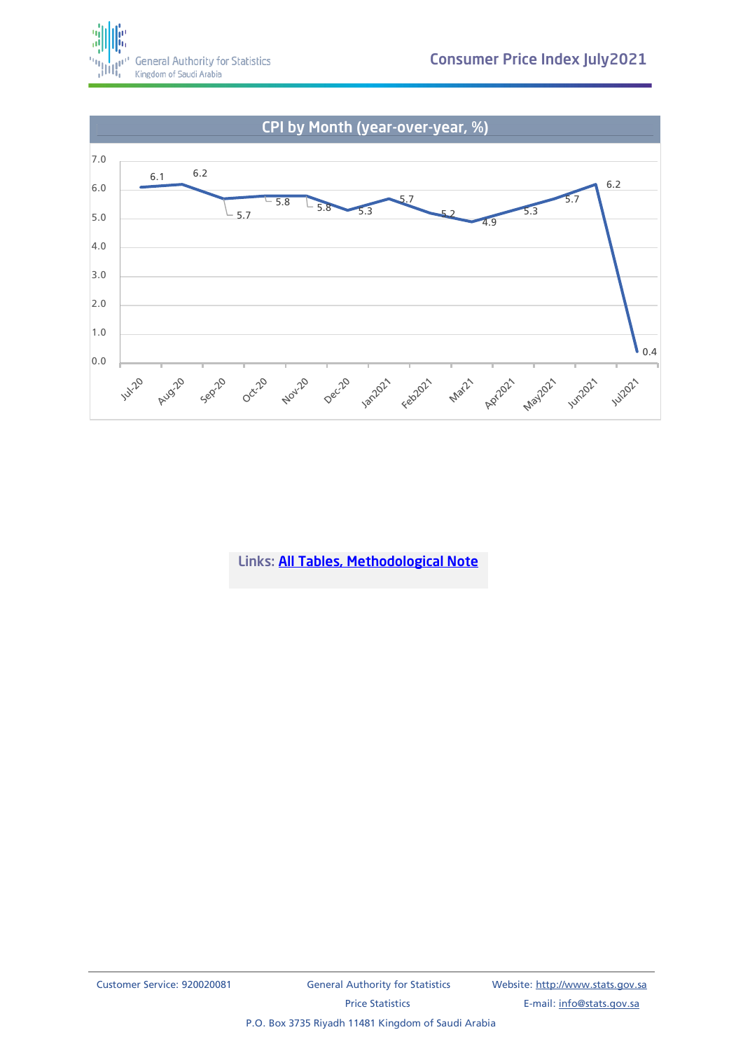## CPI by Month (year-over-year, %)

7.0
6.0
5.0
4.0
3.0
2.0
1.0
0.0

6.1
6.2
5.7
5.8
5.8
5.3
5.7
5.2
4.9
5.3
5.7
6.2
0.4

Jul-20
Aug-20
Sep-20
Oct-20
Nov-20
Dec-20
Jan2021
Feb2021
Mar21
Apr2021
May2021
Jun2021
Jul2021

**Links: [All Tables, Methodological Note]**

Customer Service: 920020081

General Authority for Statistics

Price Statistics

Website: http://www.stats.gov.sa

E-mail: info@stats.gov.sa

P.O. Box 3735 Riyadh 11481 Kingdom of Saudi Arabia